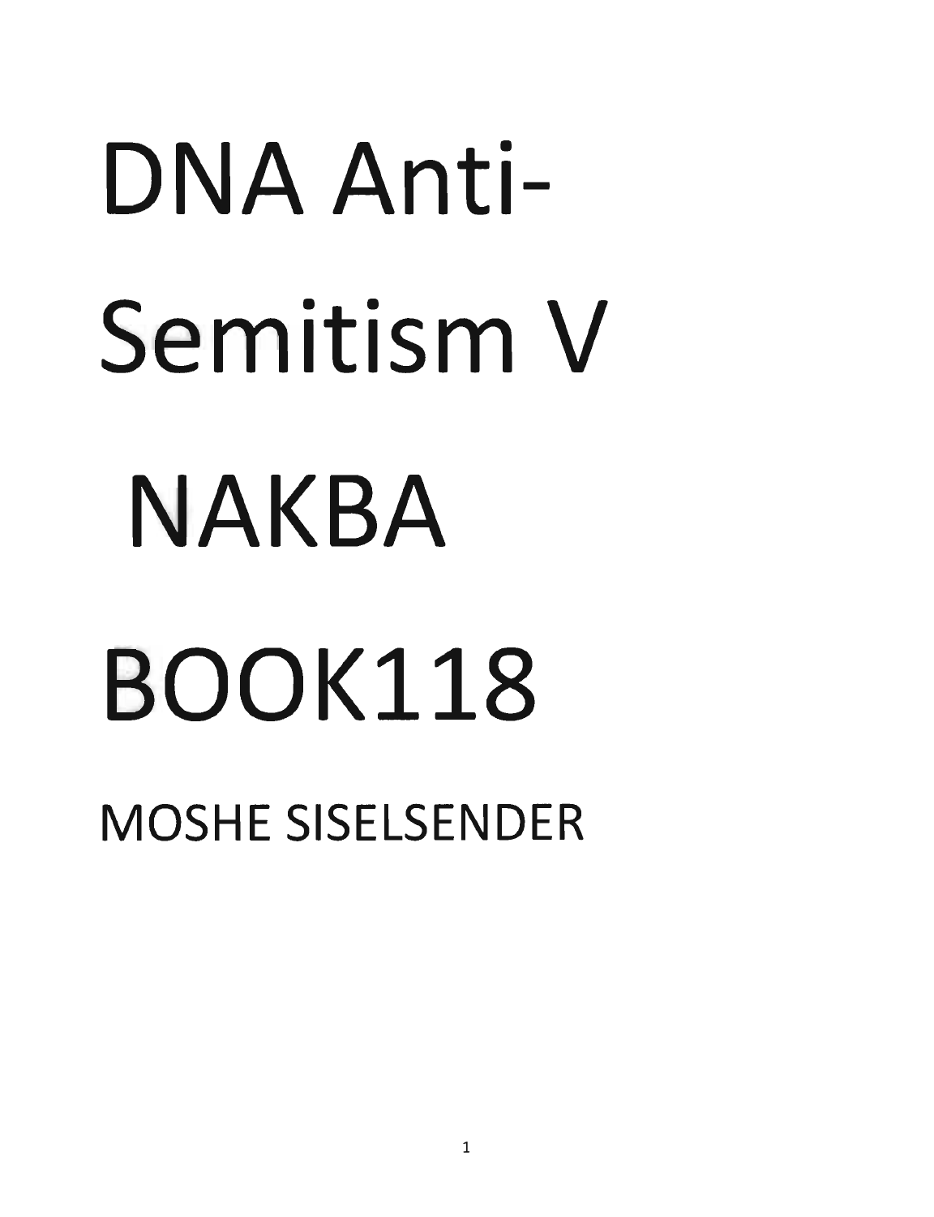# DNA Anti-Semitism V NAKBA BOOK118

MOSHE SISELSENDER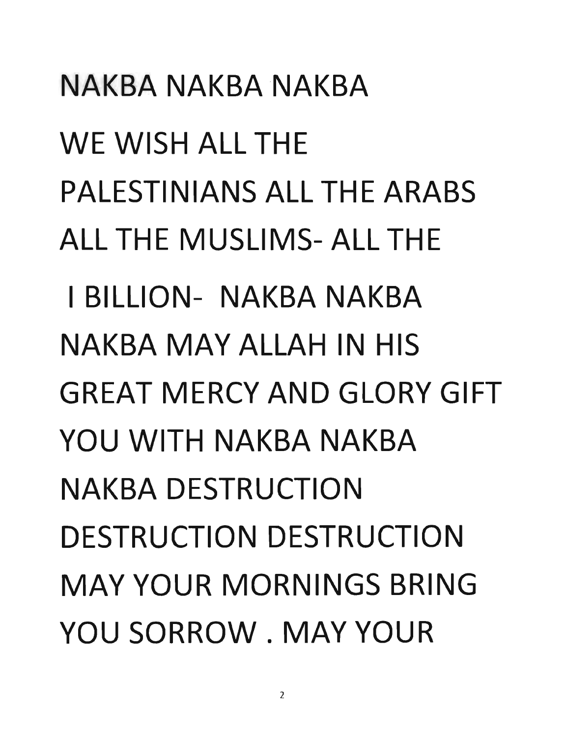NAKBA NAKBA NAKBA

WE WISH ALL THE PALESTINIANS ALL THE ARABS ALL THE MUSLIMS- ALL THE I BILLION- NAKBA NAKBA NAKBA MAY ALLAH IN HIS GREAT MERCY AND GLORY GIFT YOU WITH NAKBA NAKBA NAKBA DESTRUCTION DESTRUCTION DESTRUCTION MAY YOUR MORNINGS BRING YOU SORROW . MAY YOUR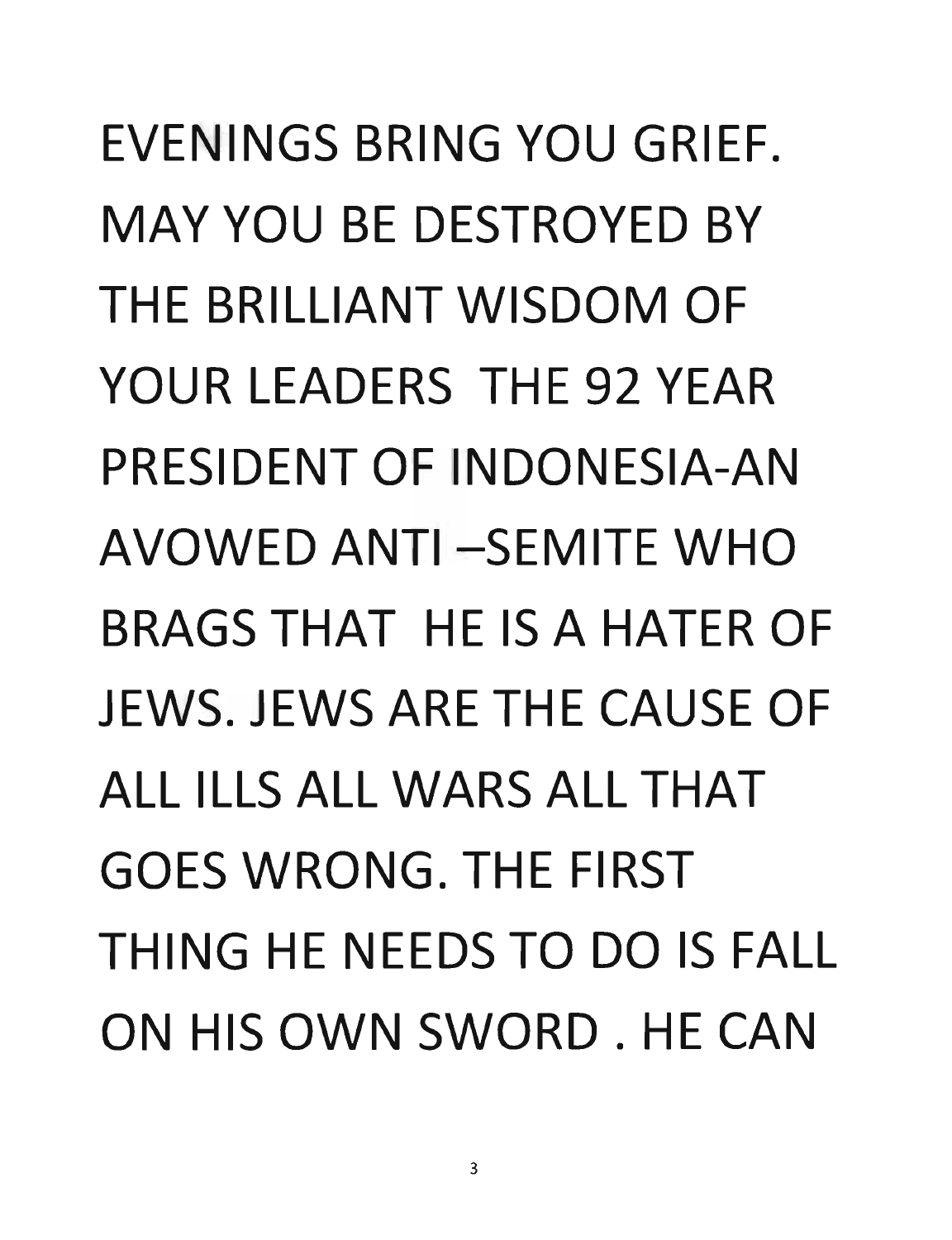EVENINGS BRING YOU GRIEF. MAY YOU BE DESTROYED BY THE BRILLIANT WISDOM OF YOUR LEADERS THE 92 YEAR PRESIDENT OF INDONESIA-AN AVOWED ANTI –SEMITE WHO BRAGS THAT HE IS A HATER OF JEWS. JEWS ARE THE CAUSE OF ALL ILLS ALL WARS ALL THAT GOES WRONG. THE FIRST THING HE NEEDS TO DO IS FALL ON HIS OWN SWORD . HE CAN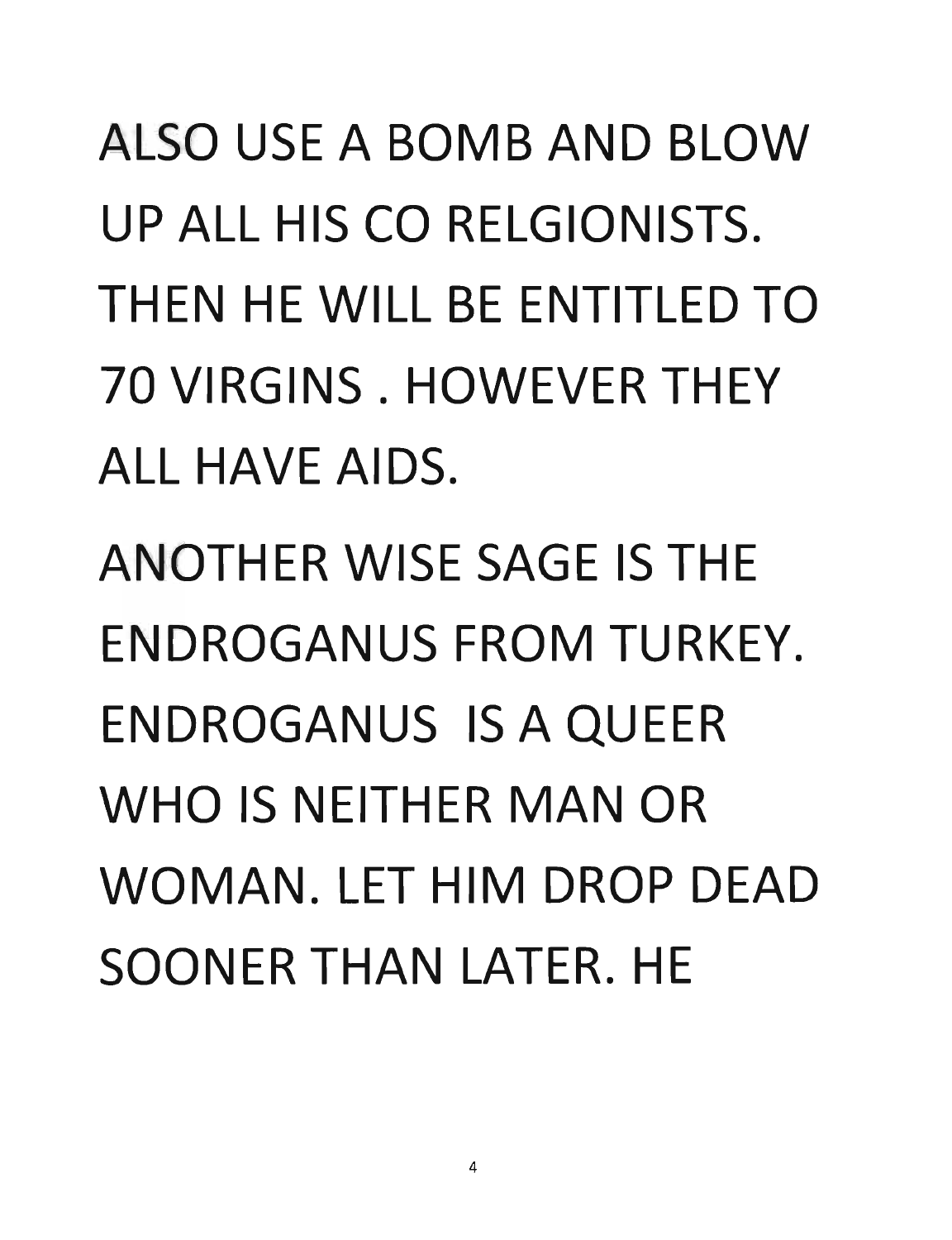ALSO USE A BOMB AND BLOW UP ALL HIS CO RELGIONISTS. THEN HE WILL BE ENTITLED TO 70 VIRGINS . HOWEVER THEY ALL HAVE AIDS.

ANOTHER WISE SAGE IS THE ENDROGANUS FROM TURKEY. ENDROGANUS IS A QUEER WHO IS NEITHER MAN OR WOMAN. LET HIM DROP DEAD SOONER THAN LATER. HE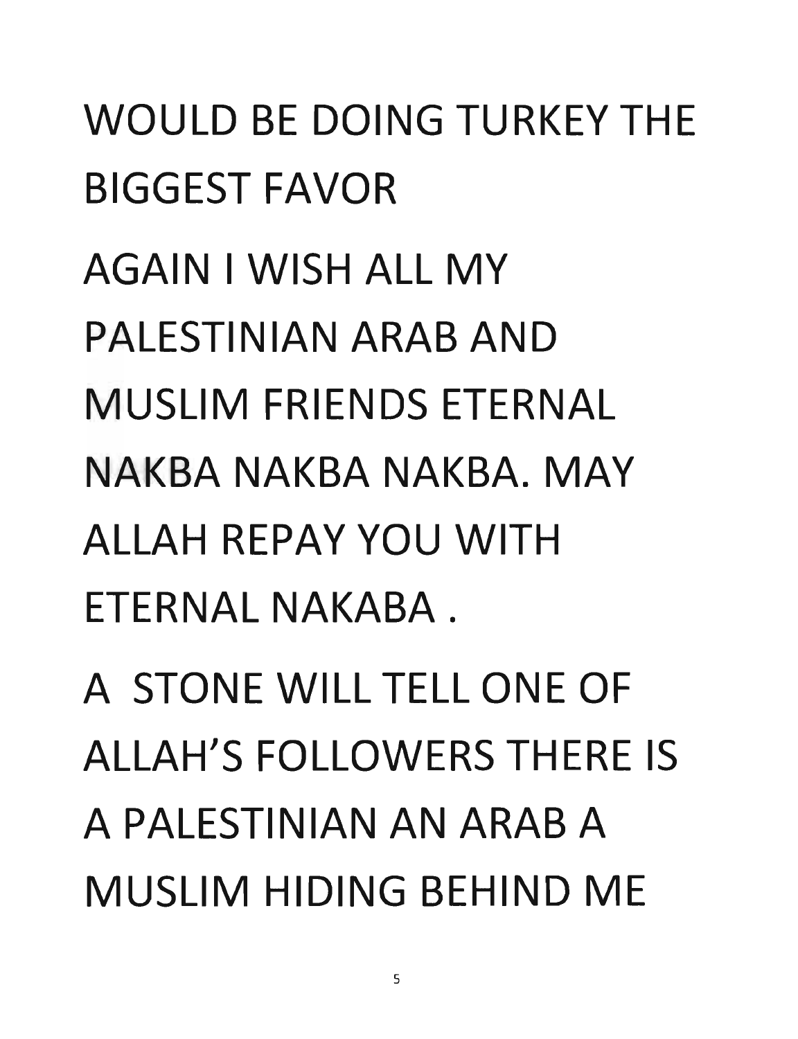WOULD BE DOING TURKEY THE BIGGEST FAVOR

AGAIN I WISH ALL MY PALESTINIAN ARAB AND MUSLIM FRIENDS ETERNAL NAKBA NAKBA NAKBA. MAY ALLAH REPAY YOU WITH ETERNAL NAKABA .

A STONE WILL TELL ONE OF ALLAH'S FOLLOWERS THERE IS A PALESTINIAN AN ARAB A MUSLIM HIDING BEHIND ME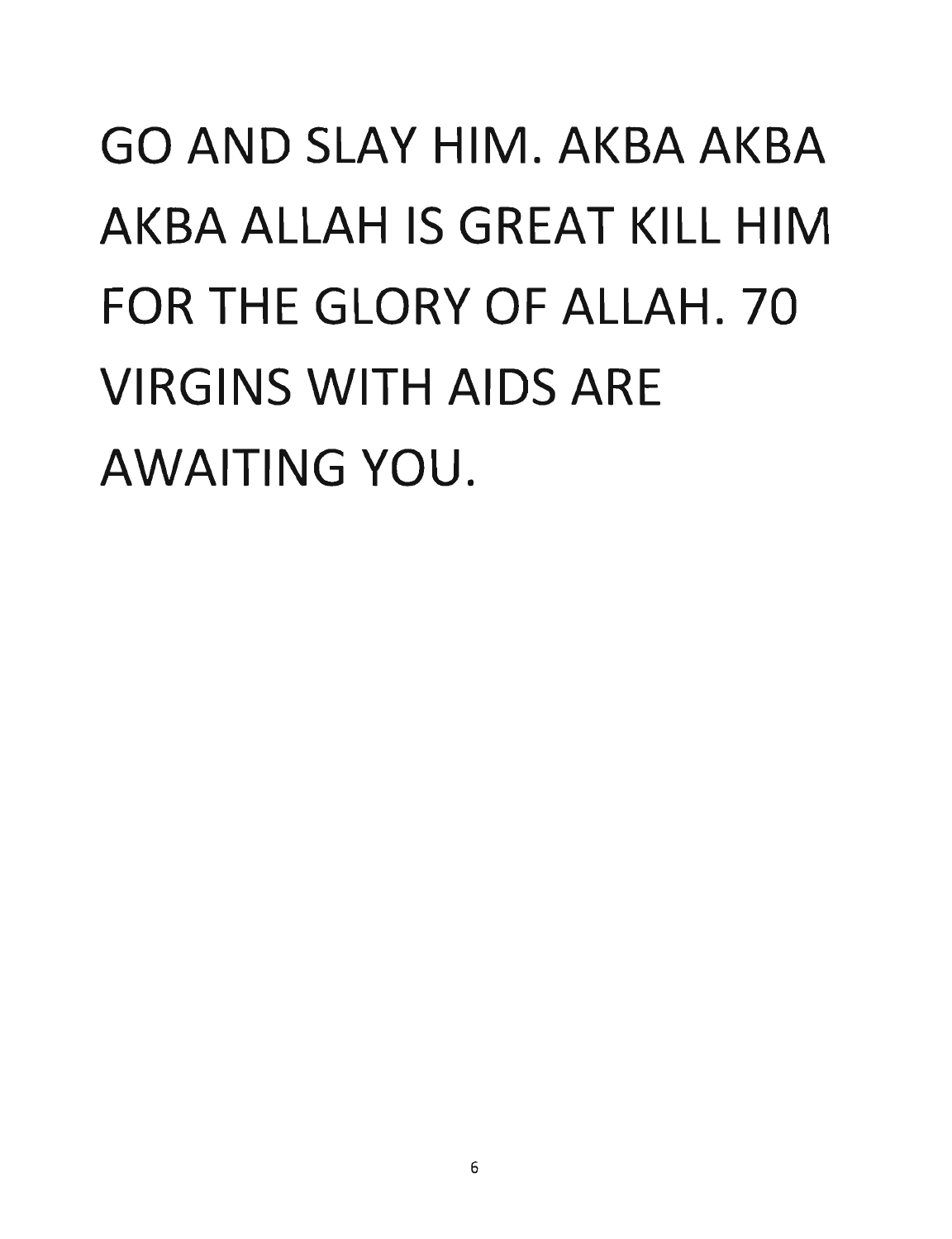GO AND SLAY HIM. AKBA AKBA AKBA ALLAH IS GREAT KILL HIM FOR THE GLORY OF ALLAH. 70 VIRGINS WITH AIDS ARE AWAITING YOU.